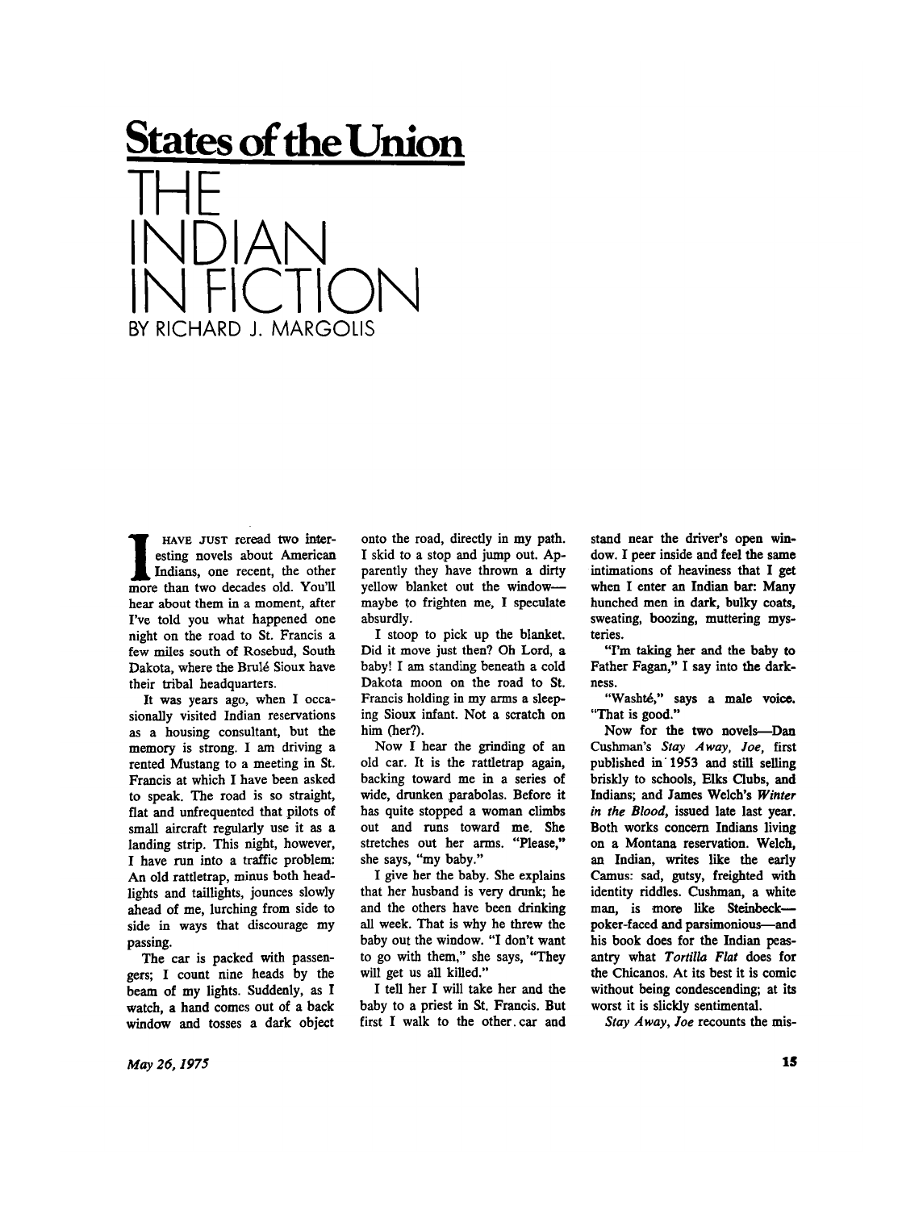## States of the Union

# THE INDIAN IN FICTION

BY RICHARD J. MARGOLIS

I HAVE JUST reread two interesting novels about American Indians, one recent, the other more than two decades old. You'll hear about them in a moment, after I've told you what happened one night on the road to St. Francis a few miles south of Rosebud, South Dakota, where the Brulé Sioux have their tribal headquarters.

It was years ago, when I occasionally visited Indian reservations as a housing consultant, but the memory is strong. I am driving a rented Mustang to a meeting in St. Francis at which I have been asked to speak. The road is so straight, flat and unfrequented that pilots of small aircraft regularly use it as a landing strip. This night, however, I have run into a traffic problem: An old rattletrap, minus both headlights and taillights, jounces slowly ahead of me, lurching from side to side in ways that discourage my passing.

The car is packed with passengers; I count nine heads by the beam of my lights. Suddenly, as I watch, a hand comes out of a back window and tosses a dark object onto the road, directly in my path. I skid to a stop and jump out. Apparently they have thrown a dirty yellow blanket out the window—maybe to frighten me, I speculate absurdly.

I stoop to pick up the blanket. Did it move just then? Oh Lord, a baby! I am standing beneath a cold Dakota moon on the road to St. Francis holding in my arms a sleeping Sioux infant. Not a scratch on him (her?).

Now I hear the grinding of an old car. It is the rattletrap again, backing toward me in a series of wide, drunken parabolas. Before it has quite stopped a woman climbs out and runs toward me. She stretches out her arms. "Please," she says, "my baby."

I give her the baby. She explains that her husband is very drunk; he and the others have been drinking all week. That is why he threw the baby out the window. "I don't want to go with them," she says, "They will get us all killed."

I tell her I will take her and the baby to a priest in St. Francis. But first I walk to the other car and stand near the driver's open window. I peer inside and feel the same intimations of heaviness that I get when I enter an Indian bar: Many hunched men in dark, bulky coats, sweating, boozing, muttering mysteries.

"I'm taking her and the baby to Father Fagan," I say into the darkness.

"Washté," says a male voice. "That is good."

Now for the two novels—Dan Cushman's *Stay Away, Joe,* first published in 1953 and still selling briskly to schools, Elks Clubs, and Indians; and James Welch's *Winter in the Blood,* issued late last year. Both works concern Indians living on a Montana reservation. Welch, an Indian, writes like the early Camus: sad, gutsy, freighted with identity riddles. Cushman, a white man, is more like Steinbeck—poker-faced and parsimonious—and his book does for the Indian peasantry what *Tortilla Flat* does for the Chicanos. At its best it is comic without being condescending; at its worst it is slickly sentimental.

*Stay Away, Joe* recounts the mis-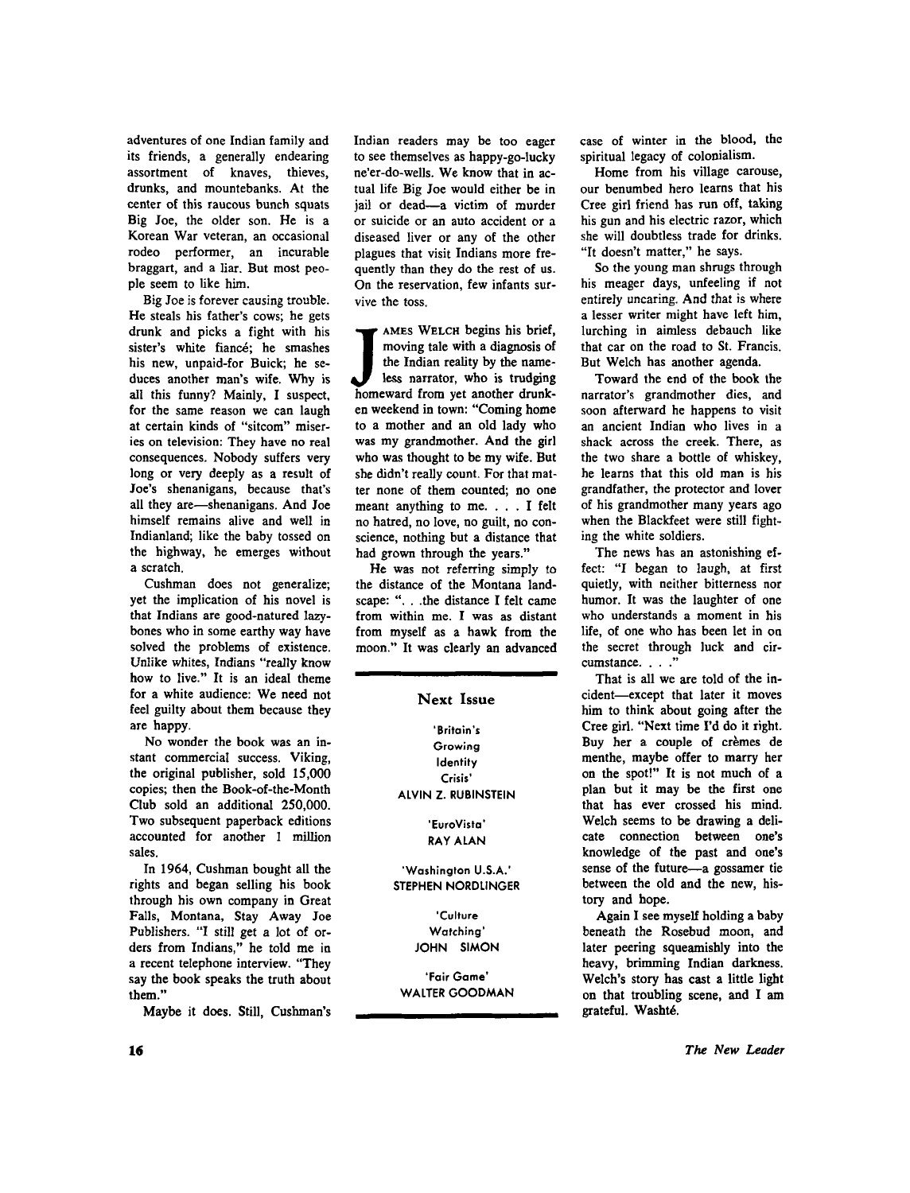adventures of one Indian family and its friends, a generally endearing assortment of knaves, thieves, drunks, and mountebanks. At the center of this raucous bunch squats Big Joe, the older son. He is a Korean War veteran, an occasional rodeo performer, an incurable braggart, and a liar. But most people seem to like him.

Big Joe is forever causing trouble. He steals his father's cows; he gets drunk and picks a fight with his sister's white fiancé; he smashes his new, unpaid-for Buick; he seduces another man's wife. Why is all this funny? Mainly, I suspect, for the same reason we can laugh at certain kinds of "sitcom" miseries on television: They have no real consequences. Nobody suffers very long or very deeply as a result of Joe's shenanigans, because that's all they are—shenanigans. And Joe himself remains alive and well in Indianland; like the baby tossed on the highway, he emerges without a scratch.

Cushman does not generalize; yet the implication of his novel is that Indians are good-natured lazybones who in some earthy way have solved the problems of existence. Unlike whites, Indians "really know how to live." It is an ideal theme for a white audience: We need not feel guilty about them because they are happy.

No wonder the book was an instant commercial success. Viking, the original publisher, sold 15,000 copies; then the Book-of-the-Month Club sold an additional 250,000. Two subsequent paperback editions accounted for another 1 million sales.

In 1964, Cushman bought all the rights and began selling his book through his own company in Great Falls, Montana, Stay Away Joe Publishers. "I still get a lot of orders from Indians," he told me in a recent telephone interview. "They say the book speaks the truth about them."

Maybe it does. Still, Cushman's Indian readers may be too eager to see themselves as happy-go-lucky ne'er-do-wells. We know that in actual life Big Joe would either be in jail or dead—a victim of murder or suicide or an auto accident or a diseased liver or any of the other plagues that visit Indians more frequently than they do the rest of us. On the reservation, few infants survive the toss.

JAMES WELCH begins his brief, moving tale with a diagnosis of the Indian reality by the nameless narrator, who is trudging homeward from yet another drunken weekend in town: "Coming home to a mother and an old lady who was my grandmother. And the girl who was thought to be my wife. But she didn't really count. For that matter none of them counted; no one meant anything to me. . . . I felt no hatred, no love, no guilt, no conscience, nothing but a distance that had grown through the years."

He was not referring simply to the distance of the Montana landscape: ". . .the distance I felt came from within me. I was as distant from myself as a hawk from the moon." It was clearly an advanced case of winter in the blood, the spiritual legacy of colonialism.

Home from his village carouse, our benumbed hero learns that his Cree girl friend has run off, taking his gun and his electric razor, which she will doubtless trade for drinks. "It doesn't matter," he says.

So the young man shrugs through his meager days, unfeeling if not entirely uncaring. And that is where a lesser writer might have left him, lurching in aimless debauch like that car on the road to St. Francis. But Welch has another agenda.

Toward the end of the book the narrator's grandmother dies, and soon afterward he happens to visit an ancient Indian who lives in a shack across the creek. There, as the two share a bottle of whiskey, he learns that this old man is his grandfather, the protector and lover of his grandmother many years ago when the Blackfeet were still fighting the white soldiers.

The news has an astonishing effect: "I began to laugh, at first quietly, with neither bitterness nor humor. It was the laughter of one who understands a moment in his life, of one who has been let in on the secret through luck and circumstance. . . ."

That is all we are told of the incident—except that later it moves him to think about going after the Cree girl. "Next time I'd do it right. Buy her a couple of crèmes de menthe, maybe offer to marry her on the spot!" It is not much of a plan but it may be the first one that has ever crossed his mind. Welch seems to be drawing a delicate connection between one's knowledge of the past and one's sense of the future—a gossamer tie between the old and the new, history and hope.

Again I see myself holding a baby beneath the Rosebud moon, and later peering squeamishly into the heavy, brimming Indian darkness. Welch's story has cast a little light on that troubling scene, and I am grateful. Washté.

## Next Issue

'Britain's Growing Identity Crisis'
ALVIN Z. RUBINSTEIN

'EuroVista'
RAY ALAN

'Washington U.S.A.'
STEPHEN NORDLINGER

'Culture Watching'
JOHN SIMON

'Fair Game'
WALTER GOODMAN